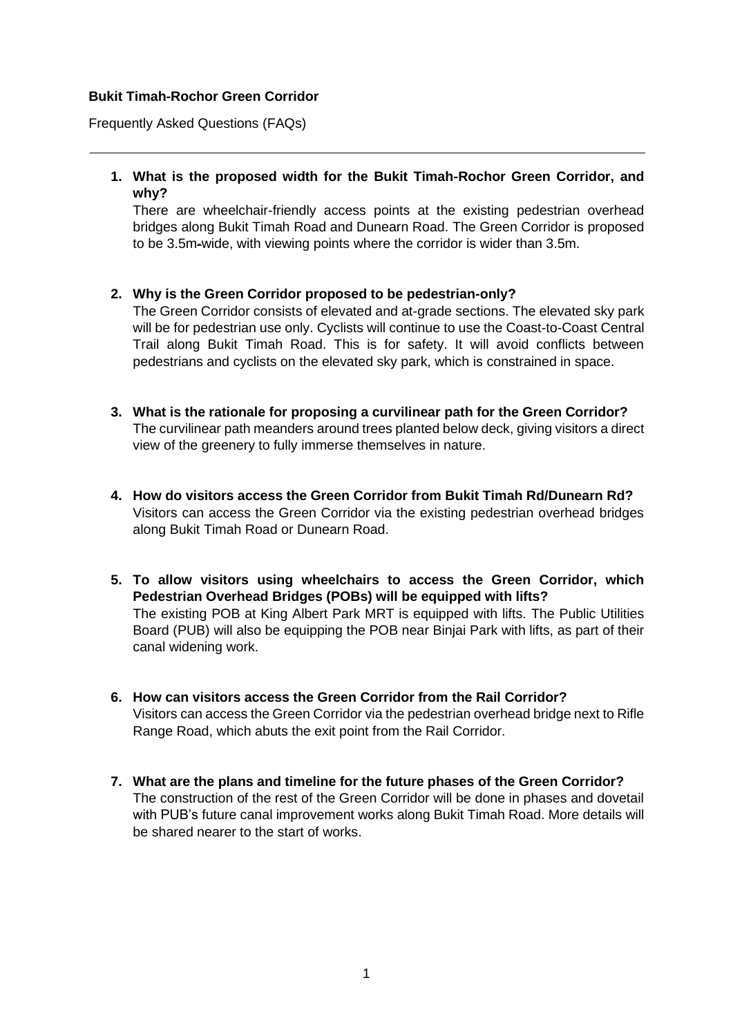**Bukit Timah-Rochor Green Corridor**

Frequently Asked Questions (FAQs)

---

1. **What is the proposed width for the Bukit Timah-Rochor Green Corridor, and why?**
   There are wheelchair-friendly access points at the existing pedestrian overhead bridges along Bukit Timah Road and Dunearn Road. The Green Corridor is proposed to be 3.5m-wide, with viewing points where the corridor is wider than 3.5m.

2. **Why is the Green Corridor proposed to be pedestrian-only?**
   The Green Corridor consists of elevated and at-grade sections. The elevated sky park will be for pedestrian use only. Cyclists will continue to use the Coast-to-Coast Central Trail along Bukit Timah Road. This is for safety. It will avoid conflicts between pedestrians and cyclists on the elevated sky park, which is constrained in space.

3. **What is the rationale for proposing a curvilinear path for the Green Corridor?**
   The curvilinear path meanders around trees planted below deck, giving visitors a direct view of the greenery to fully immerse themselves in nature.

4. **How do visitors access the Green Corridor from Bukit Timah Rd/Dunearn Rd?**
   Visitors can access the Green Corridor via the existing pedestrian overhead bridges along Bukit Timah Road or Dunearn Road.

5. **To allow visitors using wheelchairs to access the Green Corridor, which Pedestrian Overhead Bridges (POBs) will be equipped with lifts?**
   The existing POB at King Albert Park MRT is equipped with lifts. The Public Utilities Board (PUB) will also be equipping the POB near Binjai Park with lifts, as part of their canal widening work.

6. **How can visitors access the Green Corridor from the Rail Corridor?**
   Visitors can access the Green Corridor via the pedestrian overhead bridge next to Rifle Range Road, which abuts the exit point from the Rail Corridor.

7. **What are the plans and timeline for the future phases of the Green Corridor?**
   The construction of the rest of the Green Corridor will be done in phases and dovetail with PUB's future canal improvement works along Bukit Timah Road. More details will be shared nearer to the start of works.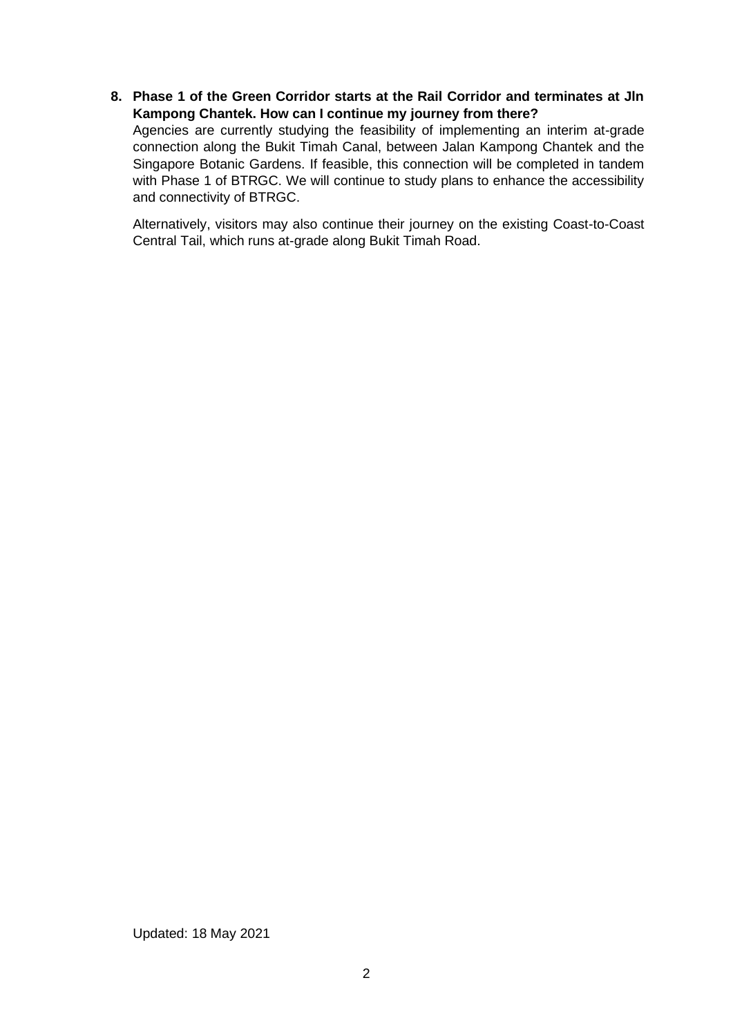**8. Phase 1 of the Green Corridor starts at the Rail Corridor and terminates at Jln Kampong Chantek. How can I continue my journey from there?**

Agencies are currently studying the feasibility of implementing an interim at-grade connection along the Bukit Timah Canal, between Jalan Kampong Chantek and the Singapore Botanic Gardens. If feasible, this connection will be completed in tandem with Phase 1 of BTRGC. We will continue to study plans to enhance the accessibility and connectivity of BTRGC.

Alternatively, visitors may also continue their journey on the existing Coast-to-Coast Central Tail, which runs at-grade along Bukit Timah Road.

Updated: 18 May 2021